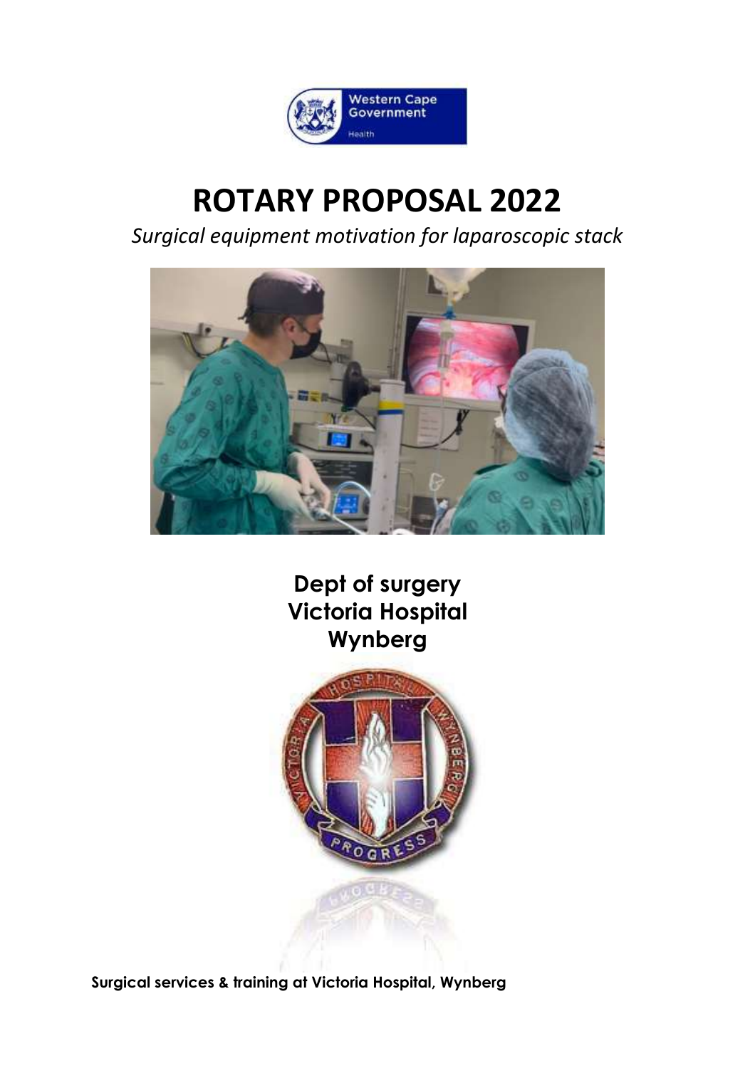# ROTARY PROPOSAL 2022

*Surgical equipment motivation for laparoscopic stack*

**Dept of surgery**
**Victoria Hospital**
**Wynberg**

**Surgical services & training at Victoria Hospital, Wynberg**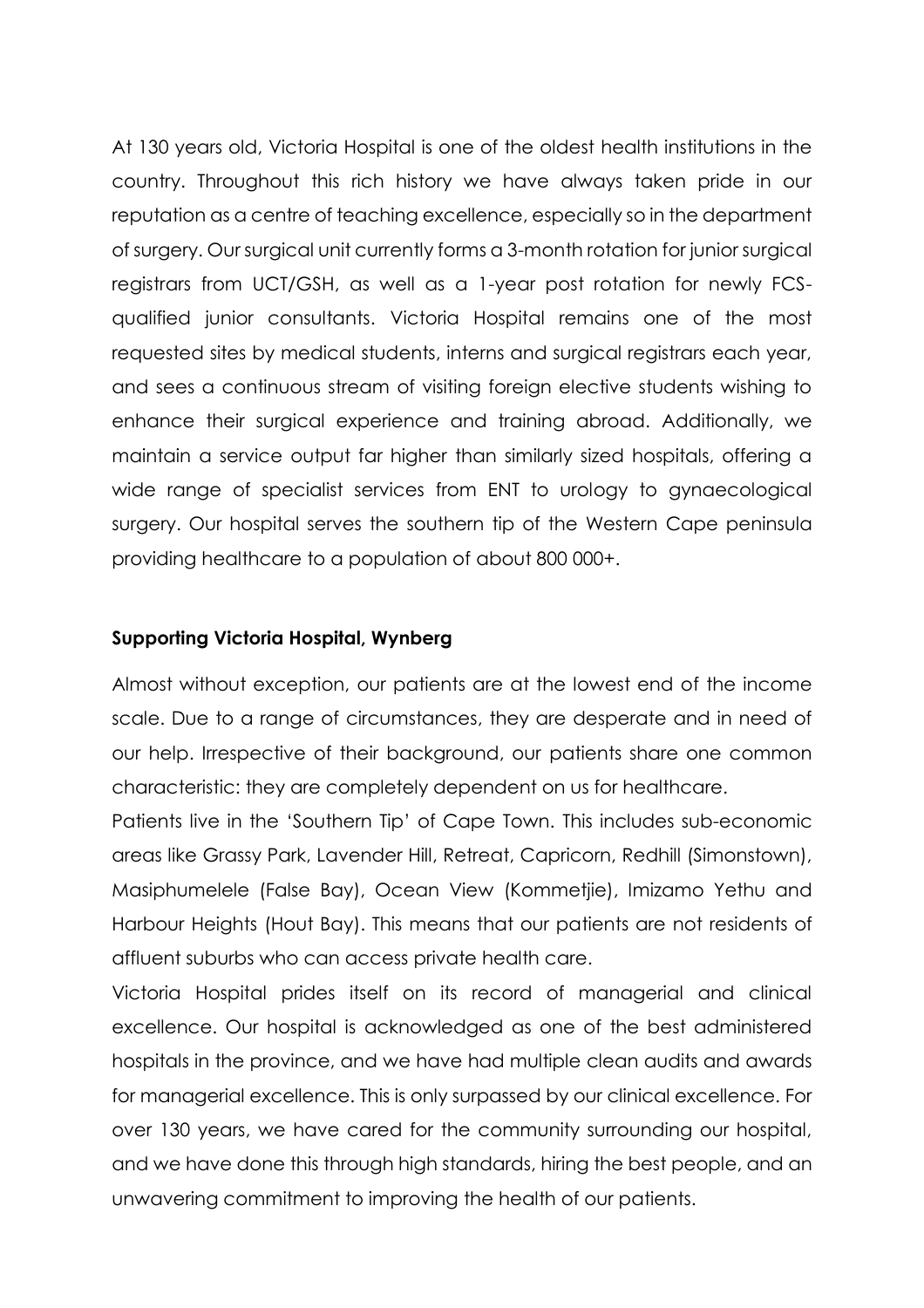At 130 years old, Victoria Hospital is one of the oldest health institutions in the country. Throughout this rich history we have always taken pride in our reputation as a centre of teaching excellence, especially so in the department of surgery. Our surgical unit currently forms a 3-month rotation for junior surgical registrars from UCT/GSH, as well as a 1-year post rotation for newly FCS-qualified junior consultants. Victoria Hospital remains one of the most requested sites by medical students, interns and surgical registrars each year, and sees a continuous stream of visiting foreign elective students wishing to enhance their surgical experience and training abroad. Additionally, we maintain a service output far higher than similarly sized hospitals, offering a wide range of specialist services from ENT to urology to gynaecological surgery. Our hospital serves the southern tip of the Western Cape peninsula providing healthcare to a population of about 800 000+.

**Supporting Victoria Hospital, Wynberg**

Almost without exception, our patients are at the lowest end of the income scale. Due to a range of circumstances, they are desperate and in need of our help. Irrespective of their background, our patients share one common characteristic: they are completely dependent on us for healthcare.

Patients live in the 'Southern Tip' of Cape Town. This includes sub-economic areas like Grassy Park, Lavender Hill, Retreat, Capricorn, Redhill (Simonstown), Masiphumelele (False Bay), Ocean View (Kommetjie), Imizamo Yethu and Harbour Heights (Hout Bay). This means that our patients are not residents of affluent suburbs who can access private health care.

Victoria Hospital prides itself on its record of managerial and clinical excellence. Our hospital is acknowledged as one of the best administered hospitals in the province, and we have had multiple clean audits and awards for managerial excellence. This is only surpassed by our clinical excellence. For over 130 years, we have cared for the community surrounding our hospital, and we have done this through high standards, hiring the best people, and an unwavering commitment to improving the health of our patients.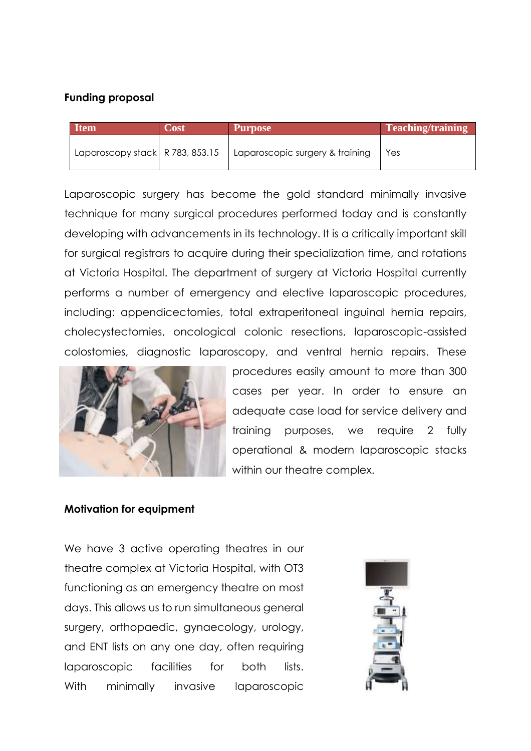**Funding proposal**

| Item | Cost | Purpose | Teaching/training |
|---|---|---|---|
| Laparoscopy stack | R 783, 853.15 | Laparoscopic surgery & training | Yes |

Laparoscopic surgery has become the gold standard minimally invasive technique for many surgical procedures performed today and is constantly developing with advancements in its technology. It is a critically important skill for surgical registrars to acquire during their specialization time, and rotations at Victoria Hospital. The department of surgery at Victoria Hospital currently performs a number of emergency and elective laparoscopic procedures, including: appendicectomies, total extraperitoneal inguinal hernia repairs, cholecystectomies, oncological colonic resections, laparoscopic-assisted colostomies, diagnostic laparoscopy, and ventral hernia repairs. These procedures easily amount to more than 300 cases per year. In order to ensure an adequate case load for service delivery and training purposes, we require 2 fully operational & modern laparoscopic stacks within our theatre complex.

**Motivation for equipment**

We have 3 active operating theatres in our theatre complex at Victoria Hospital, with OT3 functioning as an emergency theatre on most days. This allows us to run simultaneous general surgery, orthopaedic, gynaecology, urology, and ENT lists on any one day, often requiring laparoscopic facilities for both lists. With minimally invasive laparoscopic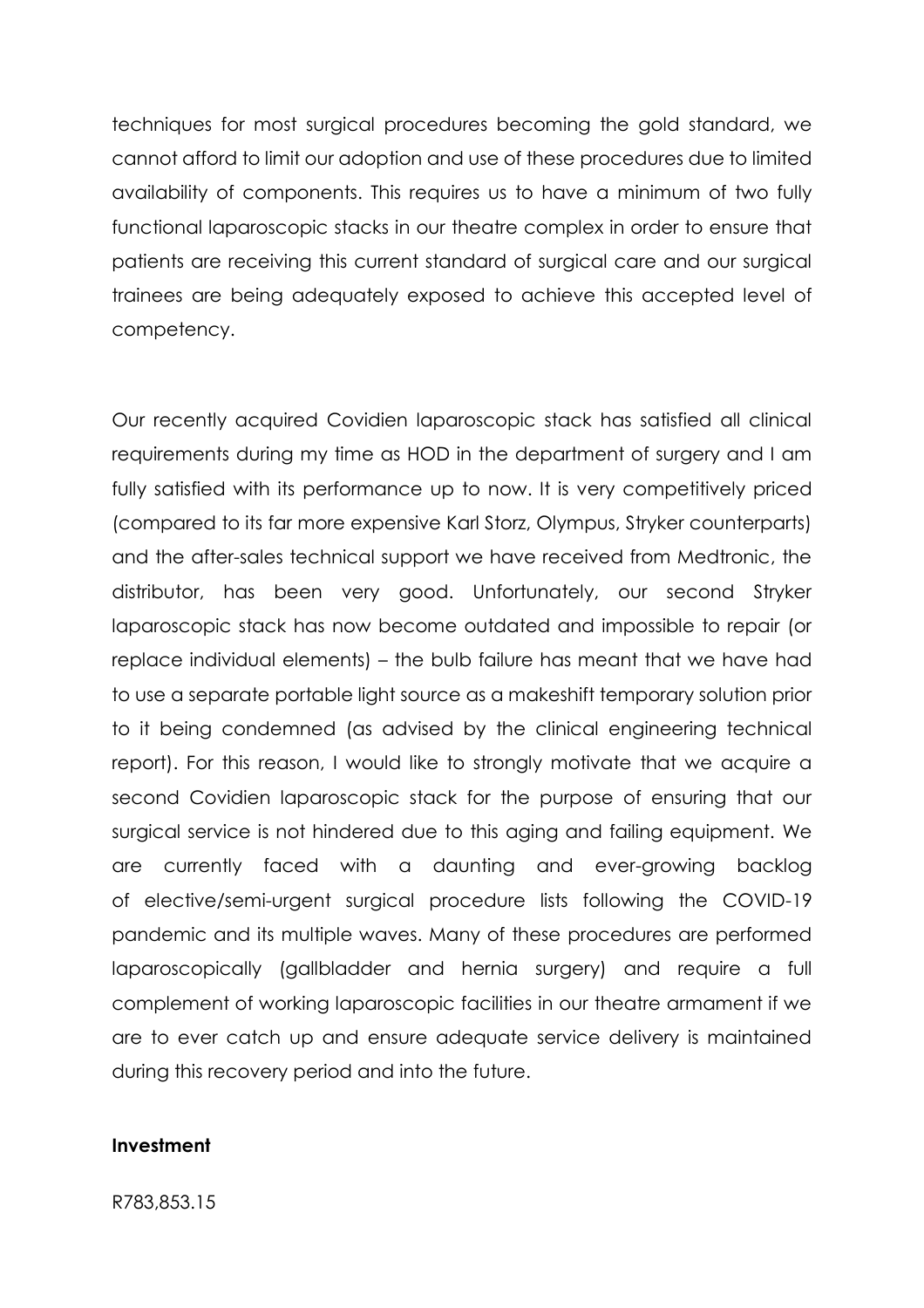techniques for most surgical procedures becoming the gold standard, we cannot afford to limit our adoption and use of these procedures due to limited availability of components. This requires us to have a minimum of two fully functional laparoscopic stacks in our theatre complex in order to ensure that patients are receiving this current standard of surgical care and our surgical trainees are being adequately exposed to achieve this accepted level of competency.

Our recently acquired Covidien laparoscopic stack has satisfied all clinical requirements during my time as HOD in the department of surgery and I am fully satisfied with its performance up to now. It is very competitively priced (compared to its far more expensive Karl Storz, Olympus, Stryker counterparts) and the after-sales technical support we have received from Medtronic, the distributor, has been very good. Unfortunately, our second Stryker laparoscopic stack has now become outdated and impossible to repair (or replace individual elements) – the bulb failure has meant that we have had to use a separate portable light source as a makeshift temporary solution prior to it being condemned (as advised by the clinical engineering technical report). For this reason, I would like to strongly motivate that we acquire a second Covidien laparoscopic stack for the purpose of ensuring that our surgical service is not hindered due to this aging and failing equipment. We are currently faced with a daunting and ever-growing backlog of elective/semi-urgent surgical procedure lists following the COVID-19 pandemic and its multiple waves. Many of these procedures are performed laparoscopically (gallbladder and hernia surgery) and require a full complement of working laparoscopic facilities in our theatre armament if we are to ever catch up and ensure adequate service delivery is maintained during this recovery period and into the future.

**Investment**

R783,853.15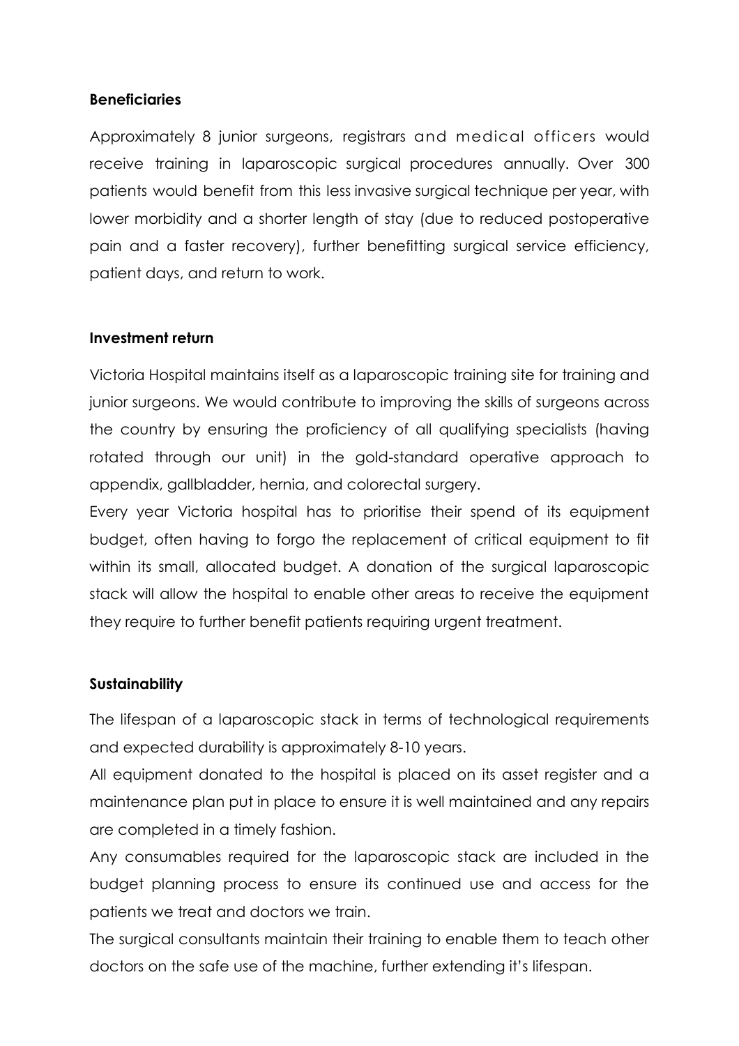**Beneficiaries**

Approximately 8 junior surgeons, registrars and medical officers would receive training in laparoscopic surgical procedures annually. Over 300 patients would benefit from this less invasive surgical technique per year, with lower morbidity and a shorter length of stay (due to reduced postoperative pain and a faster recovery), further benefitting surgical service efficiency, patient days, and return to work.

**Investment return**

Victoria Hospital maintains itself as a laparoscopic training site for training and junior surgeons. We would contribute to improving the skills of surgeons across the country by ensuring the proficiency of all qualifying specialists (having rotated through our unit) in the gold-standard operative approach to appendix, gallbladder, hernia, and colorectal surgery.

Every year Victoria hospital has to prioritise their spend of its equipment budget, often having to forgo the replacement of critical equipment to fit within its small, allocated budget. A donation of the surgical laparoscopic stack will allow the hospital to enable other areas to receive the equipment they require to further benefit patients requiring urgent treatment.

**Sustainability**

The lifespan of a laparoscopic stack in terms of technological requirements and expected durability is approximately 8-10 years.

All equipment donated to the hospital is placed on its asset register and a maintenance plan put in place to ensure it is well maintained and any repairs are completed in a timely fashion.

Any consumables required for the laparoscopic stack are included in the budget planning process to ensure its continued use and access for the patients we treat and doctors we train.

The surgical consultants maintain their training to enable them to teach other doctors on the safe use of the machine, further extending it's lifespan.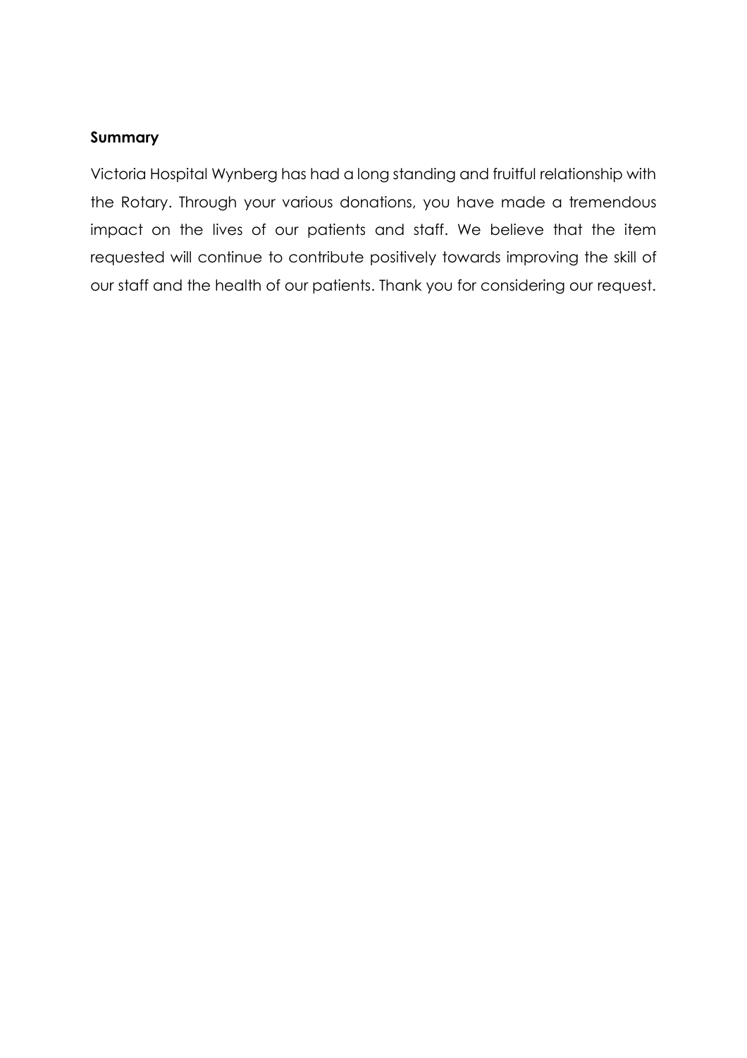**Summary**

Victoria Hospital Wynberg has had a long standing and fruitful relationship with the Rotary. Through your various donations, you have made a tremendous impact on the lives of our patients and staff. We believe that the item requested will continue to contribute positively towards improving the skill of our staff and the health of our patients. Thank you for considering our request.